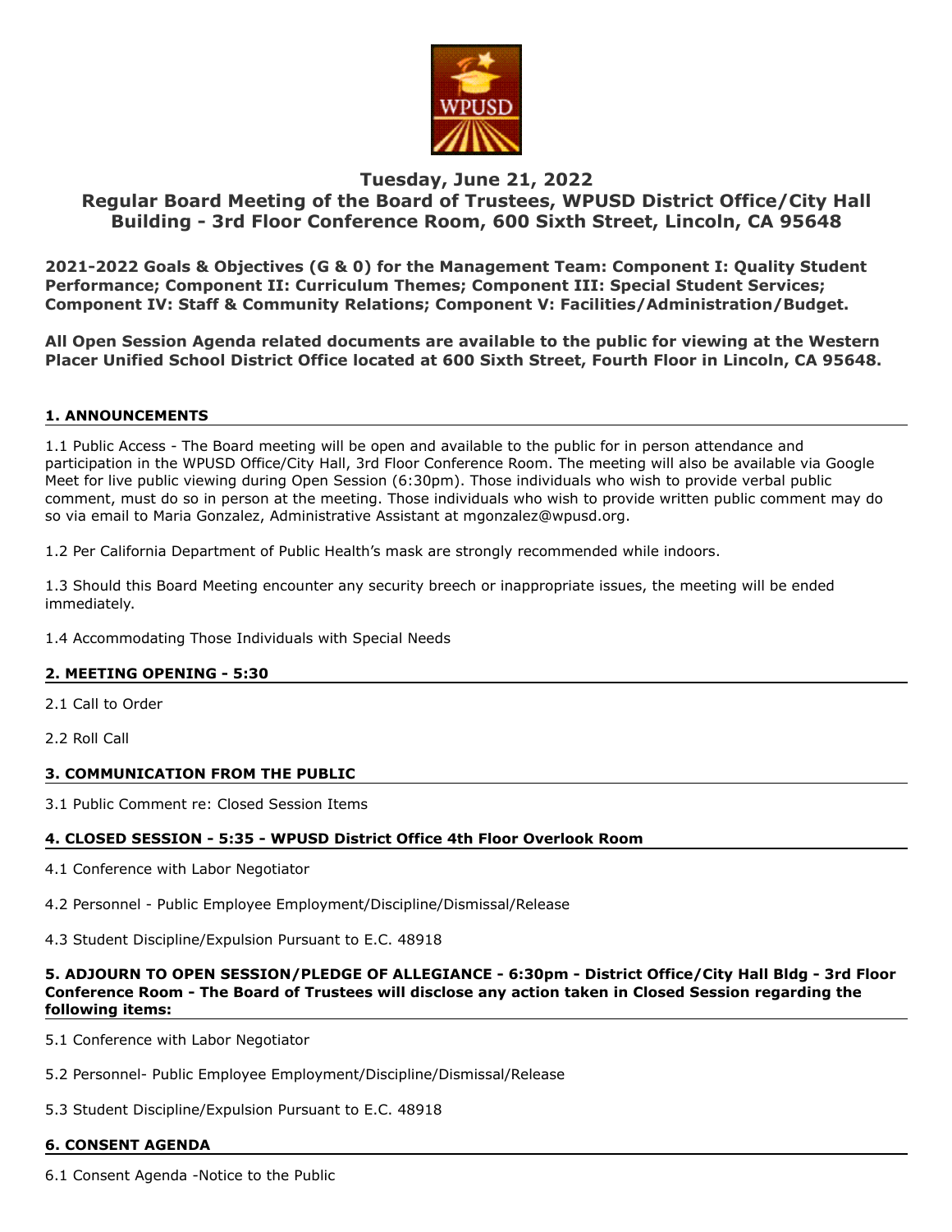# Tuesday, June 21, 2022
## Regular Board Meeting of the Board of Trustees, WPUSD District Office/City Hall Building - 3rd Floor Conference Room, 600 Sixth Street, Lincoln, CA 95648

**2021-2022 Goals & Objectives (G & 0) for the Management Team: Component I: Quality Student Performance; Component II: Curriculum Themes; Component III: Special Student Services; Component IV: Staff & Community Relations; Component V: Facilities/Administration/Budget.**

**All Open Session Agenda related documents are available to the public for viewing at the Western Placer Unified School District Office located at 600 Sixth Street, Fourth Floor in Lincoln, CA 95648.**

### 1. ANNOUNCEMENTS

1.1 Public Access - The Board meeting will be open and available to the public for in person attendance and participation in the WPUSD Office/City Hall, 3rd Floor Conference Room. The meeting will also be available via Google Meet for live public viewing during Open Session (6:30pm). Those individuals who wish to provide verbal public comment, must do so in person at the meeting. Those individuals who wish to provide written public comment may do so via email to Maria Gonzalez, Administrative Assistant at mgonzalez@wpusd.org.

1.2 Per California Department of Public Health's mask are strongly recommended while indoors.

1.3 Should this Board Meeting encounter any security breech or inappropriate issues, the meeting will be ended immediately.

1.4 Accommodating Those Individuals with Special Needs

### 2. MEETING OPENING - 5:30

2.1 Call to Order

2.2 Roll Call

### 3. COMMUNICATION FROM THE PUBLIC

3.1 Public Comment re: Closed Session Items

### 4. CLOSED SESSION - 5:35 - WPUSD District Office 4th Floor Overlook Room

4.1 Conference with Labor Negotiator

4.2 Personnel - Public Employee Employment/Discipline/Dismissal/Release

4.3 Student Discipline/Expulsion Pursuant to E.C. 48918

### 5. ADJOURN TO OPEN SESSION/PLEDGE OF ALLEGIANCE - 6:30pm - District Office/City Hall Bldg - 3rd Floor Conference Room - The Board of Trustees will disclose any action taken in Closed Session regarding the following items:

5.1 Conference with Labor Negotiator

5.2 Personnel- Public Employee Employment/Discipline/Dismissal/Release

5.3 Student Discipline/Expulsion Pursuant to E.C. 48918

### 6. CONSENT AGENDA

6.1 Consent Agenda -Notice to the Public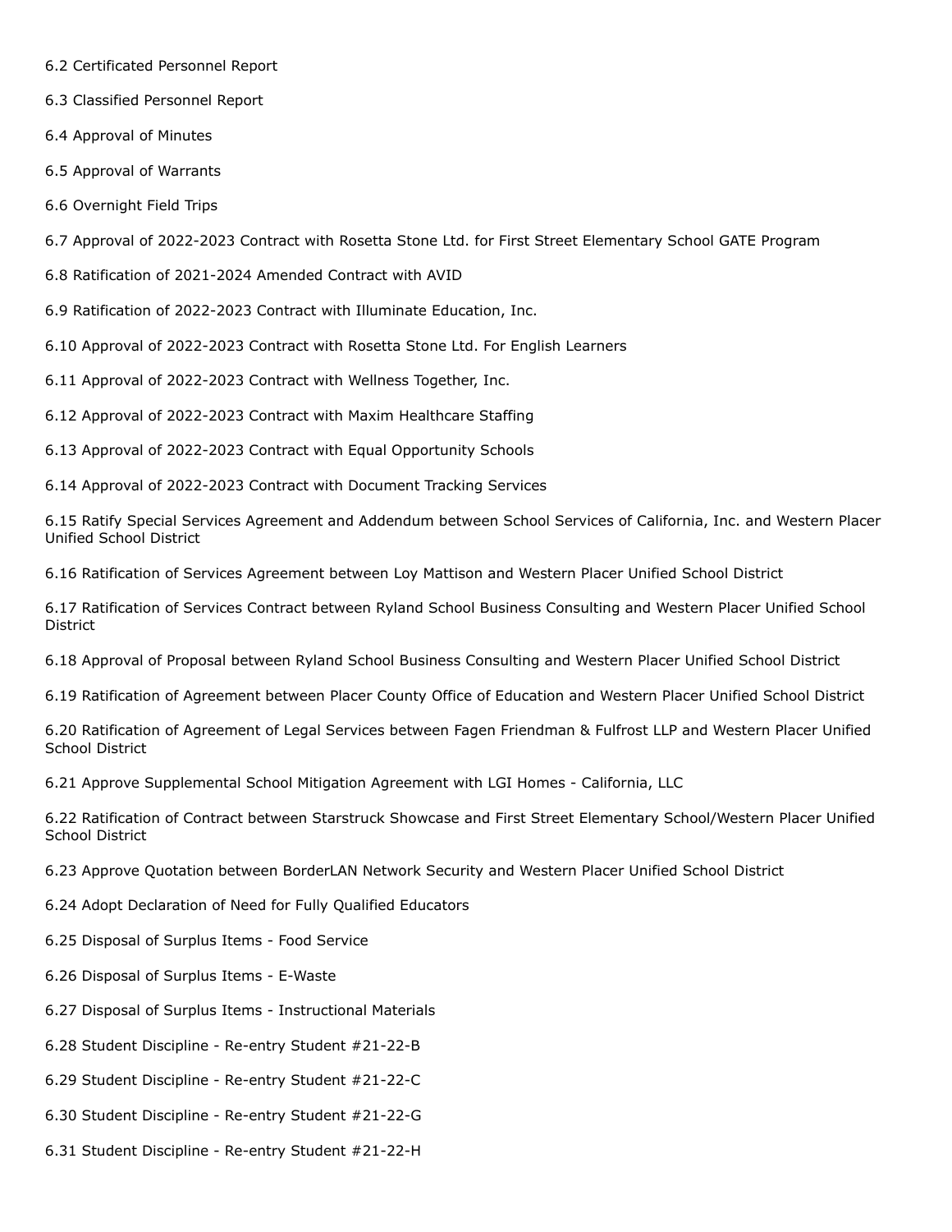6.2 Certificated Personnel Report

6.3 Classified Personnel Report

6.4 Approval of Minutes

6.5 Approval of Warrants

6.6 Overnight Field Trips

6.7 Approval of 2022-2023 Contract with Rosetta Stone Ltd. for First Street Elementary School GATE Program

6.8 Ratification of 2021-2024 Amended Contract with AVID

6.9 Ratification of 2022-2023 Contract with Illuminate Education, Inc.

6.10 Approval of 2022-2023 Contract with Rosetta Stone Ltd. For English Learners

6.11 Approval of 2022-2023 Contract with Wellness Together, Inc.

6.12 Approval of 2022-2023 Contract with Maxim Healthcare Staffing

6.13 Approval of 2022-2023 Contract with Equal Opportunity Schools

6.14 Approval of 2022-2023 Contract with Document Tracking Services

6.15 Ratify Special Services Agreement and Addendum between School Services of California, Inc. and Western Placer Unified School District

6.16 Ratification of Services Agreement between Loy Mattison and Western Placer Unified School District

6.17 Ratification of Services Contract between Ryland School Business Consulting and Western Placer Unified School District

6.18 Approval of Proposal between Ryland School Business Consulting and Western Placer Unified School District

6.19 Ratification of Agreement between Placer County Office of Education and Western Placer Unified School District

6.20 Ratification of Agreement of Legal Services between Fagen Friendman & Fulfrost LLP and Western Placer Unified School District

6.21 Approve Supplemental School Mitigation Agreement with LGI Homes - California, LLC

6.22 Ratification of Contract between Starstruck Showcase and First Street Elementary School/Western Placer Unified School District

6.23 Approve Quotation between BorderLAN Network Security and Western Placer Unified School District

6.24 Adopt Declaration of Need for Fully Qualified Educators

6.25 Disposal of Surplus Items - Food Service

6.26 Disposal of Surplus Items - E-Waste

6.27 Disposal of Surplus Items - Instructional Materials

6.28 Student Discipline - Re-entry Student #21-22-B

6.29 Student Discipline - Re-entry Student #21-22-C

6.30 Student Discipline - Re-entry Student #21-22-G

6.31 Student Discipline - Re-entry Student #21-22-H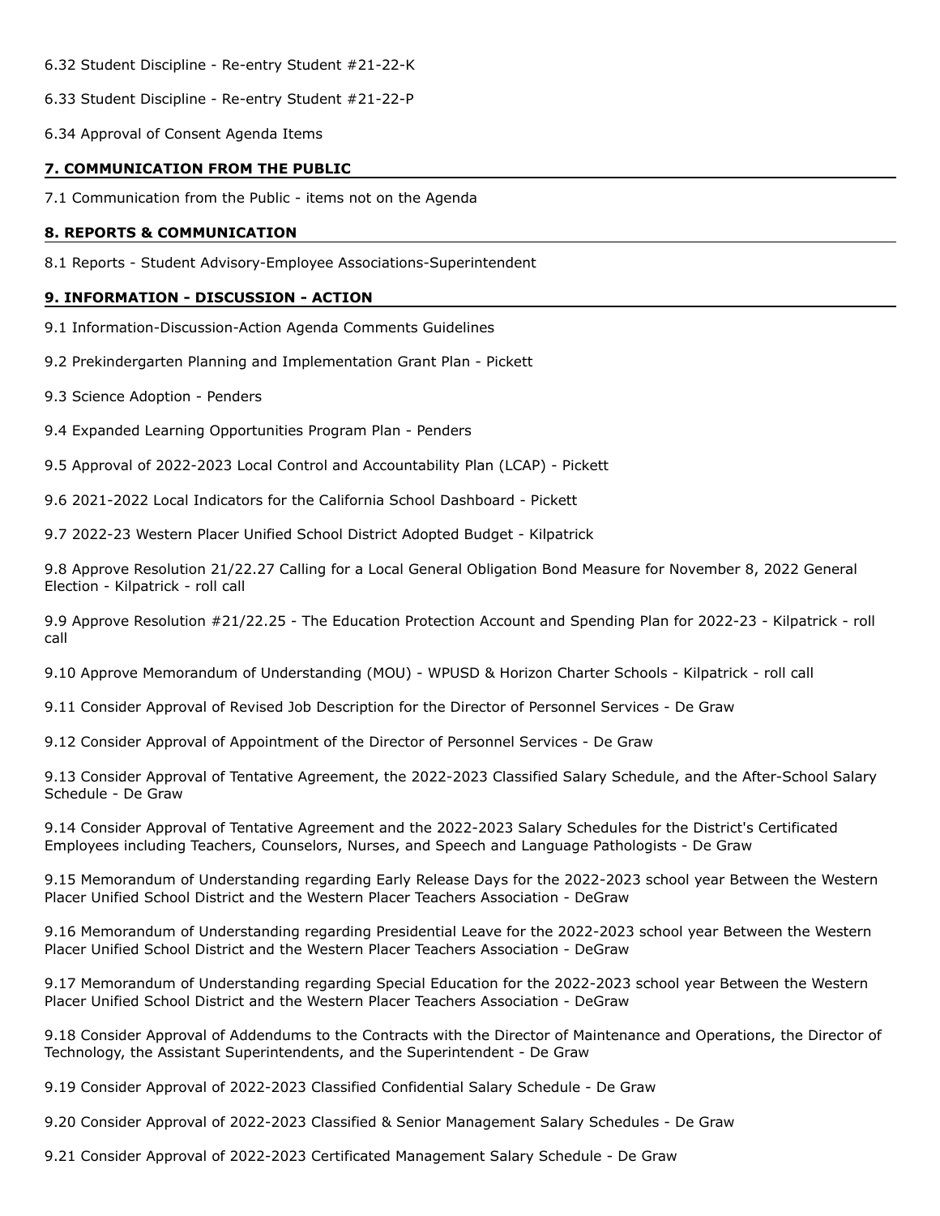6.32 Student Discipline - Re-entry Student #21-22-K

6.33 Student Discipline - Re-entry Student #21-22-P

6.34 Approval of Consent Agenda Items

## 7. COMMUNICATION FROM THE PUBLIC

7.1 Communication from the Public - items not on the Agenda

## 8. REPORTS & COMMUNICATION

8.1 Reports - Student Advisory-Employee Associations-Superintendent

## 9. INFORMATION - DISCUSSION - ACTION

9.1 Information-Discussion-Action Agenda Comments Guidelines

9.2 Prekindergarten Planning and Implementation Grant Plan - Pickett

9.3 Science Adoption - Penders

9.4 Expanded Learning Opportunities Program Plan - Penders

9.5 Approval of 2022-2023 Local Control and Accountability Plan (LCAP) - Pickett

9.6 2021-2022 Local Indicators for the California School Dashboard - Pickett

9.7 2022-23 Western Placer Unified School District Adopted Budget - Kilpatrick

9.8 Approve Resolution 21/22.27 Calling for a Local General Obligation Bond Measure for November 8, 2022 General Election - Kilpatrick - roll call

9.9 Approve Resolution #21/22.25 - The Education Protection Account and Spending Plan for 2022-23 - Kilpatrick - roll call

9.10 Approve Memorandum of Understanding (MOU) - WPUSD & Horizon Charter Schools - Kilpatrick - roll call

9.11 Consider Approval of Revised Job Description for the Director of Personnel Services - De Graw

9.12 Consider Approval of Appointment of the Director of Personnel Services - De Graw

9.13 Consider Approval of Tentative Agreement, the 2022-2023 Classified Salary Schedule, and the After-School Salary Schedule - De Graw

9.14 Consider Approval of Tentative Agreement and the 2022-2023 Salary Schedules for the District's Certificated Employees including Teachers, Counselors, Nurses, and Speech and Language Pathologists - De Graw

9.15 Memorandum of Understanding regarding Early Release Days for the 2022-2023 school year Between the Western Placer Unified School District and the Western Placer Teachers Association - DeGraw

9.16 Memorandum of Understanding regarding Presidential Leave for the 2022-2023 school year Between the Western Placer Unified School District and the Western Placer Teachers Association - DeGraw

9.17 Memorandum of Understanding regarding Special Education for the 2022-2023 school year Between the Western Placer Unified School District and the Western Placer Teachers Association - DeGraw

9.18 Consider Approval of Addendums to the Contracts with the Director of Maintenance and Operations, the Director of Technology, the Assistant Superintendents, and the Superintendent - De Graw

9.19 Consider Approval of 2022-2023 Classified Confidential Salary Schedule - De Graw

9.20 Consider Approval of 2022-2023 Classified & Senior Management Salary Schedules - De Graw

9.21 Consider Approval of 2022-2023 Certificated Management Salary Schedule - De Graw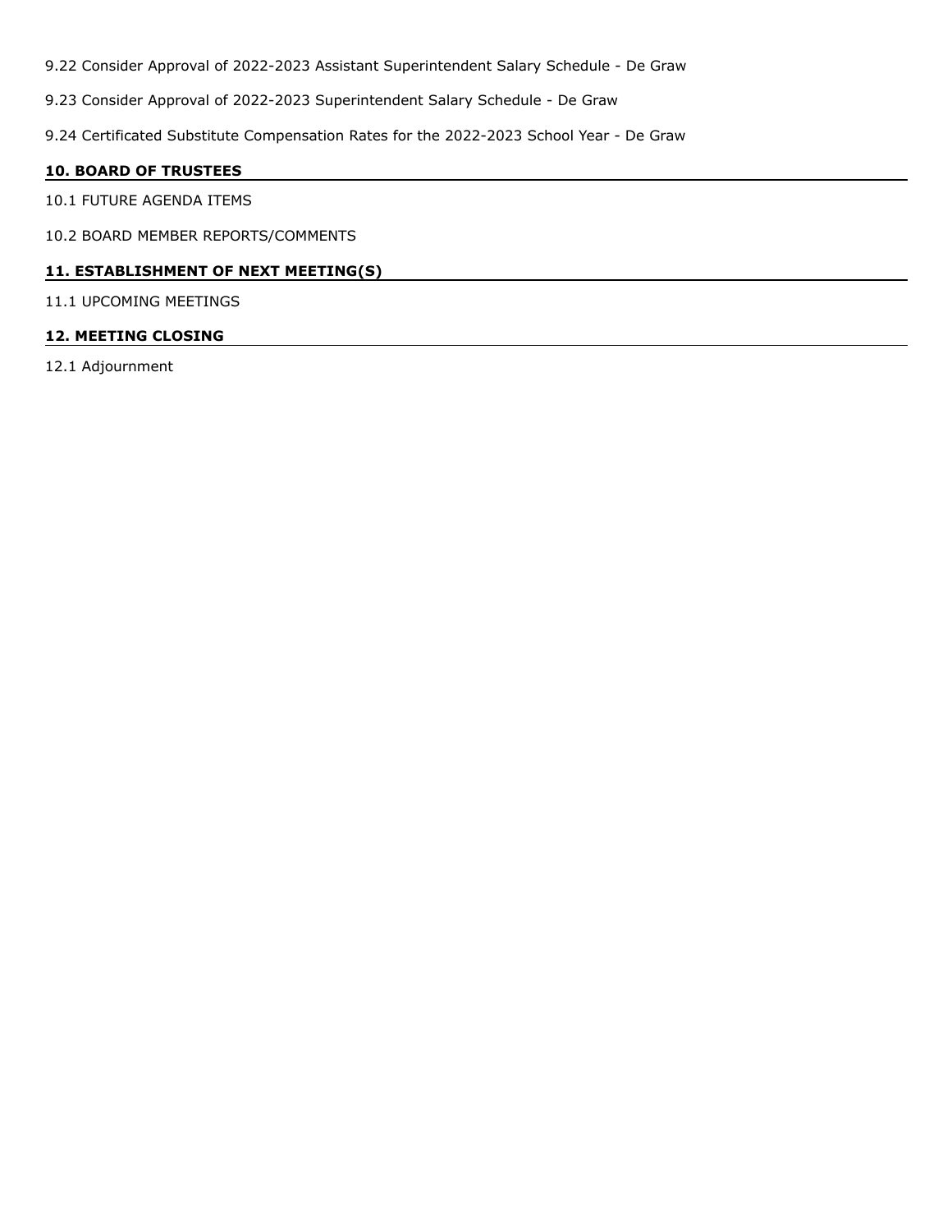9.22 Consider Approval of 2022-2023 Assistant Superintendent Salary Schedule - De Graw

9.23 Consider Approval of 2022-2023 Superintendent Salary Schedule - De Graw

9.24 Certificated Substitute Compensation Rates for the 2022-2023 School Year - De Graw

## 10. BOARD OF TRUSTEES

10.1 FUTURE AGENDA ITEMS

10.2 BOARD MEMBER REPORTS/COMMENTS

## 11. ESTABLISHMENT OF NEXT MEETING(S)

11.1 UPCOMING MEETINGS

## 12. MEETING CLOSING

12.1 Adjournment